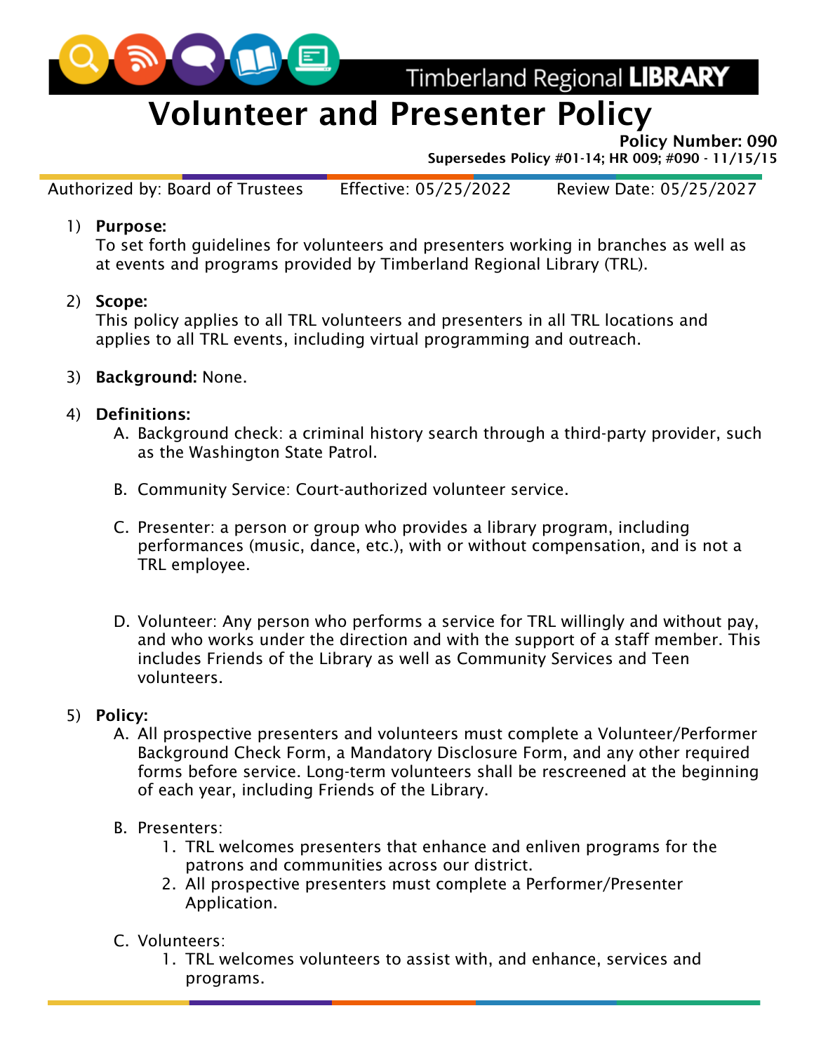Timberland Regional **LIBRARY**

# Volunteer and Presenter Policy

**Policy Number: 090**
**Supersedes Policy #01-14; HR 009; #090 - 11/15/15**

Authorized by: Board of Trustees | Effective: 05/25/2022 | Review Date: 05/25/2027

1) **Purpose:**
To set forth guidelines for volunteers and presenters working in branches as well as at events and programs provided by Timberland Regional Library (TRL).

2) **Scope:**
This policy applies to all TRL volunteers and presenters in all TRL locations and applies to all TRL events, including virtual programming and outreach.

3) **Background:** None.

4) **Definitions:**
   A. Background check: a criminal history search through a third-party provider, such as the Washington State Patrol.

   B. Community Service: Court-authorized volunteer service.

   C. Presenter: a person or group who provides a library program, including performances (music, dance, etc.), with or without compensation, and is not a TRL employee.

   D. Volunteer: Any person who performs a service for TRL willingly and without pay, and who works under the direction and with the support of a staff member. This includes Friends of the Library as well as Community Services and Teen volunteers.

5) **Policy:**
   A. All prospective presenters and volunteers must complete a Volunteer/Performer Background Check Form, a Mandatory Disclosure Form, and any other required forms before service. Long-term volunteers shall be rescreened at the beginning of each year, including Friends of the Library.

   B. Presenters:
      1. TRL welcomes presenters that enhance and enliven programs for the patrons and communities across our district.
      2. All prospective presenters must complete a Performer/Presenter Application.

   C. Volunteers:
      1. TRL welcomes volunteers to assist with, and enhance, services and programs.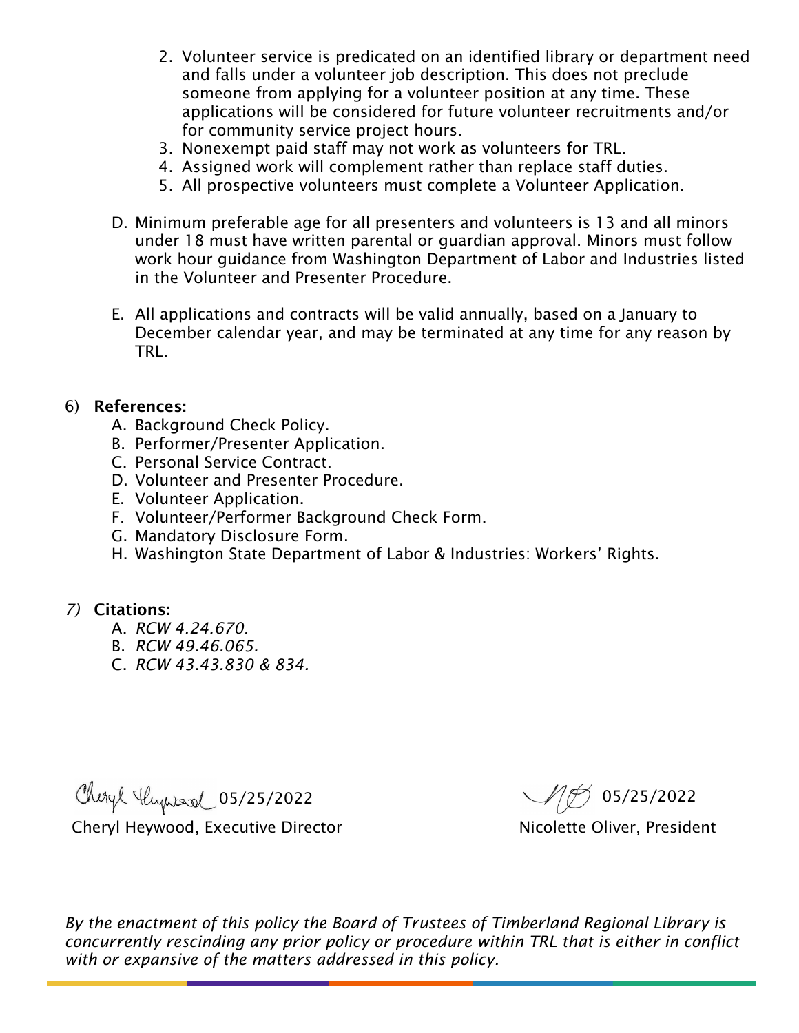2. Volunteer service is predicated on an identified library or department need and falls under a volunteer job description. This does not preclude someone from applying for a volunteer position at any time. These applications will be considered for future volunteer recruitments and/or for community service project hours.
3. Nonexempt paid staff may not work as volunteers for TRL.
4. Assigned work will complement rather than replace staff duties.
5. All prospective volunteers must complete a Volunteer Application.

D. Minimum preferable age for all presenters and volunteers is 13 and all minors under 18 must have written parental or guardian approval. Minors must follow work hour guidance from Washington Department of Labor and Industries listed in the Volunteer and Presenter Procedure.

E. All applications and contracts will be valid annually, based on a January to December calendar year, and may be terminated at any time for any reason by TRL.

6) **References:**

A. Background Check Policy.
B. Performer/Presenter Application.
C. Personal Service Contract.
D. Volunteer and Presenter Procedure.
E. Volunteer Application.
F. Volunteer/Performer Background Check Form.
G. Mandatory Disclosure Form.
H. Washington State Department of Labor & Industries: Workers' Rights.

*7)* **Citations:**

A. *RCW 4.24.670.*
B. *RCW 49.46.065.*
C. *RCW 43.43.830 & 834.*

Cheryl Heywood 05/25/2022
Cheryl Heywood, Executive Director

NO 05/25/2022
Nicolette Oliver, President

*By the enactment of this policy the Board of Trustees of Timberland Regional Library is concurrently rescinding any prior policy or procedure within TRL that is either in conflict with or expansive of the matters addressed in this policy.*